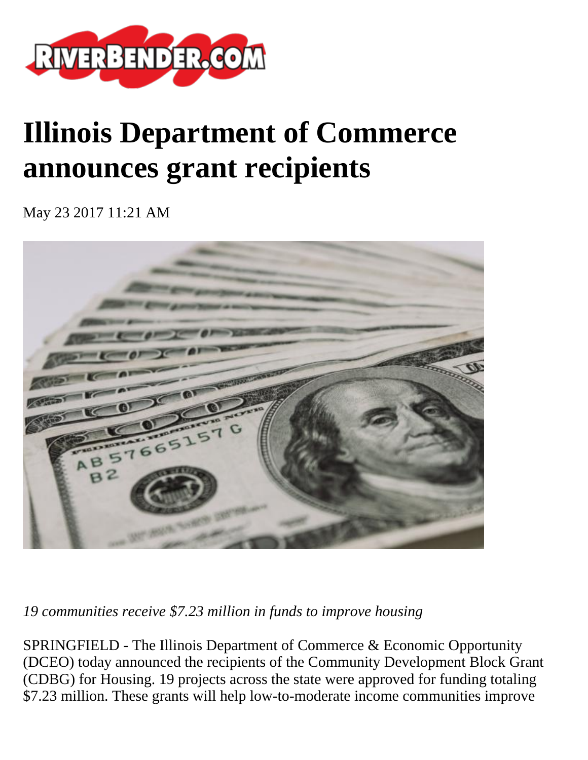# Illinois Department of Commerce announces grant recipients

May 23 2017 11:21 AM

*19 communities receive $7.23 million in funds to improve housing*

SPRINGFIELD - The Illinois Department of Commerce & Economic Opportunity (DCEO) today announced the recipients of the Community Development Block Grant (CDBG) for Housing. 19 projects across the state were approved for funding totaling $7.23 million. These grants will help low-to-moderate income communities improve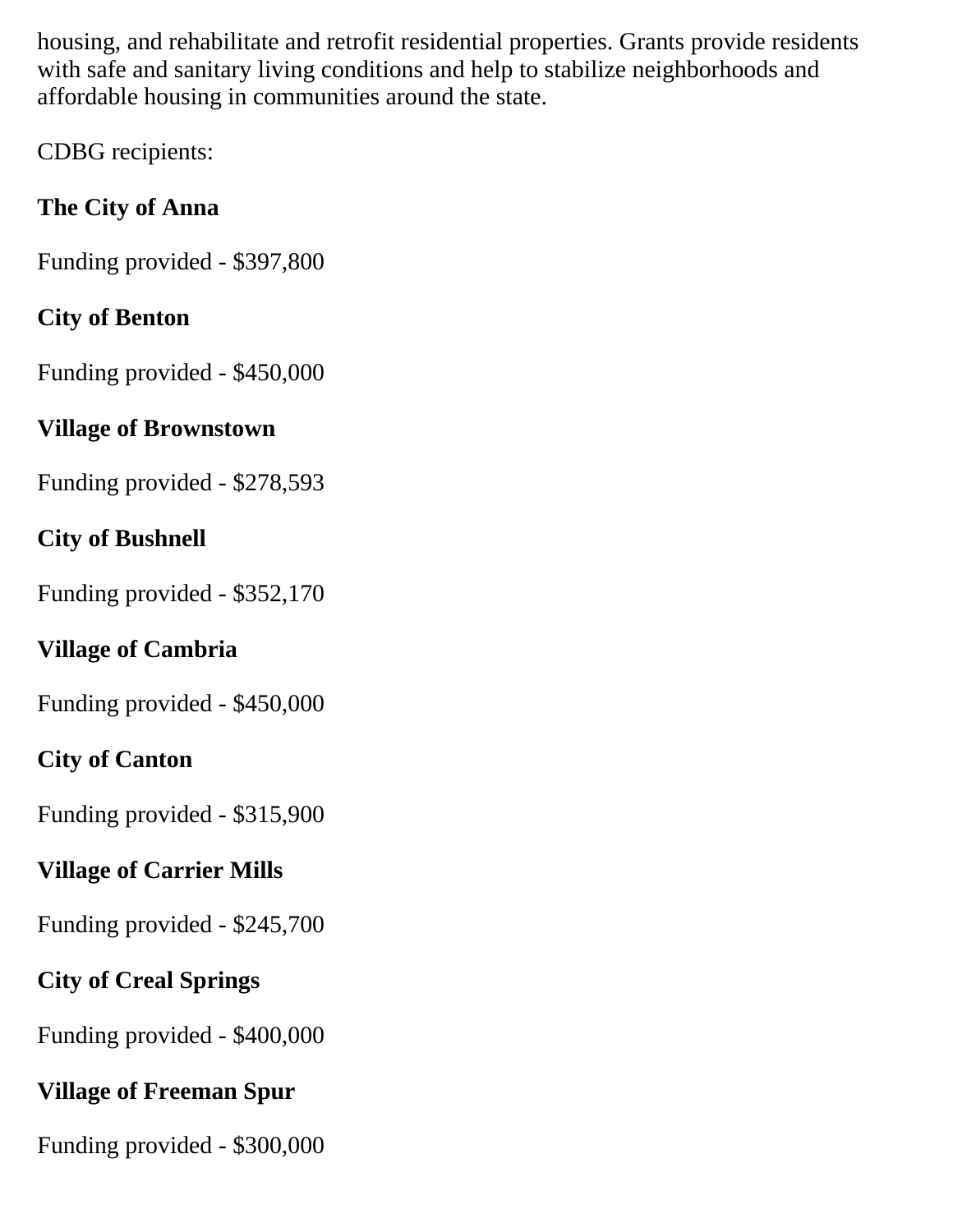housing, and rehabilitate and retrofit residential properties. Grants provide residents with safe and sanitary living conditions and help to stabilize neighborhoods and affordable housing in communities around the state.

CDBG recipients:

**The City of Anna**

Funding provided - $397,800

**City of Benton**

Funding provided - $450,000

**Village of Brownstown**

Funding provided - $278,593

**City of Bushnell**

Funding provided - $352,170

**Village of Cambria**

Funding provided - $450,000

**City of Canton**

Funding provided - $315,900

**Village of Carrier Mills**

Funding provided - $245,700

**City of Creal Springs**

Funding provided - $400,000

**Village of Freeman Spur**

Funding provided - $300,000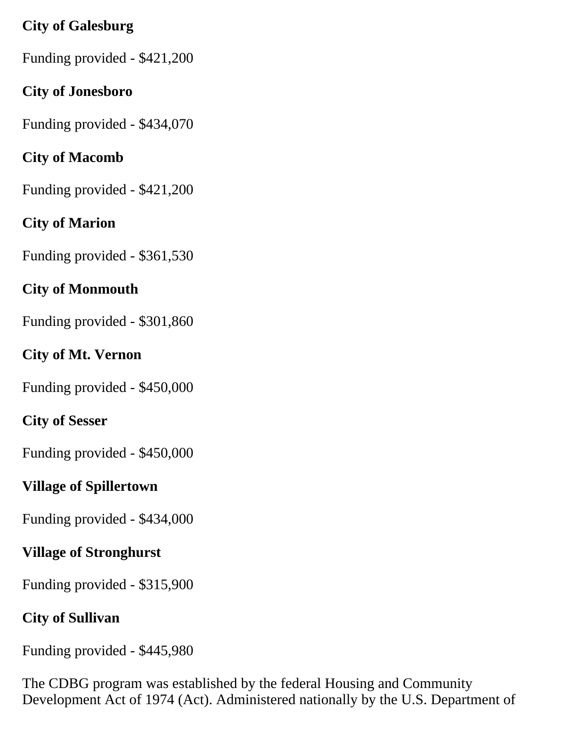**City of Galesburg**

Funding provided - $421,200

**City of Jonesboro**

Funding provided - $434,070

**City of Macomb**

Funding provided - $421,200

**City of Marion**

Funding provided - $361,530

**City of Monmouth**

Funding provided - $301,860

**City of Mt. Vernon**

Funding provided - $450,000

**City of Sesser**

Funding provided - $450,000

**Village of Spillertown**

Funding provided - $434,000

**Village of Stronghurst**

Funding provided - $315,900

**City of Sullivan**

Funding provided - $445,980

The CDBG program was established by the federal Housing and Community Development Act of 1974 (Act). Administered nationally by the U.S. Department of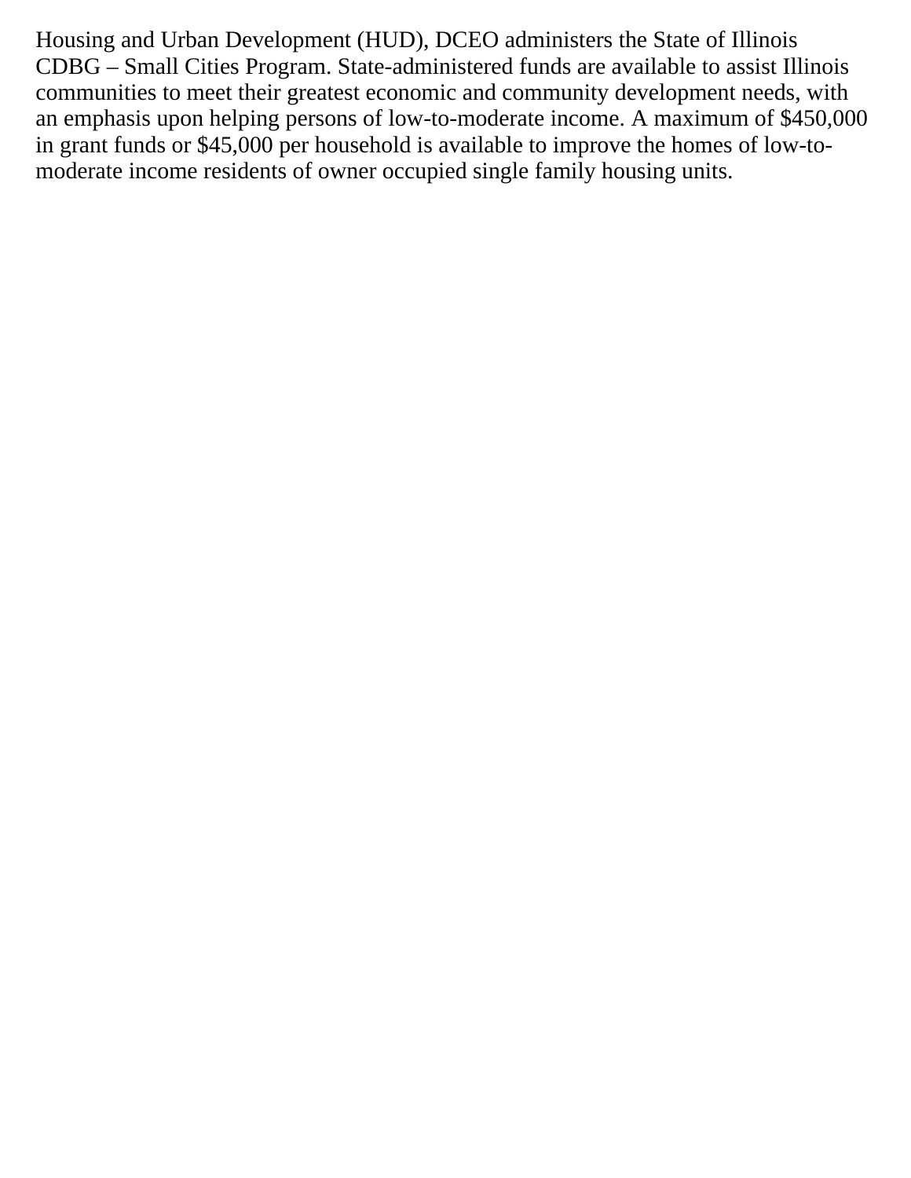Housing and Urban Development (HUD), DCEO administers the State of Illinois CDBG – Small Cities Program. State-administered funds are available to assist Illinois communities to meet their greatest economic and community development needs, with an emphasis upon helping persons of low-to-moderate income. A maximum of $450,000 in grant funds or $45,000 per household is available to improve the homes of low-to-moderate income residents of owner occupied single family housing units.